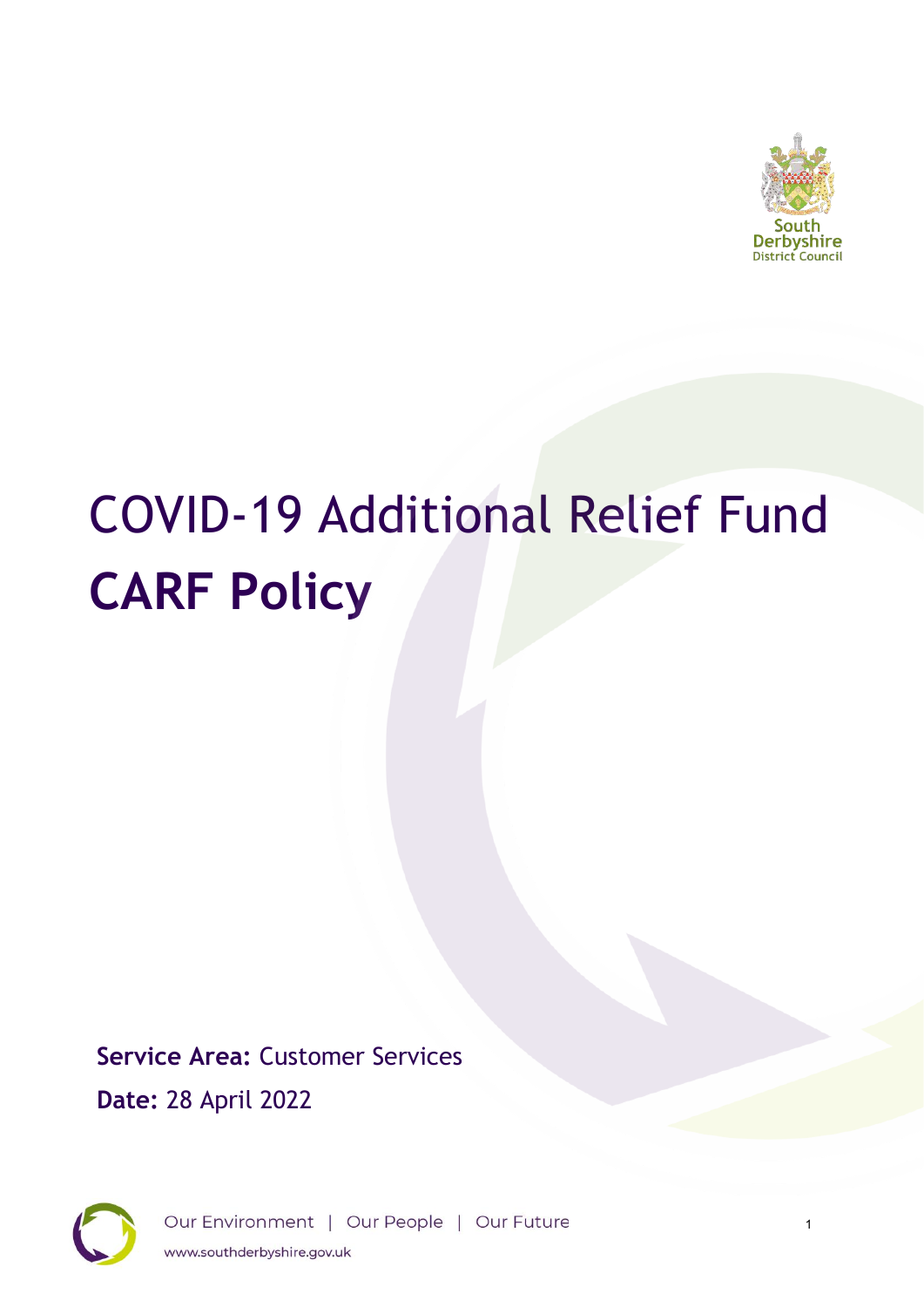# COVID-19 Additional Relief Fund

# CARF Policy

**Service Area:** Customer Services

**Date:** 28 April 2022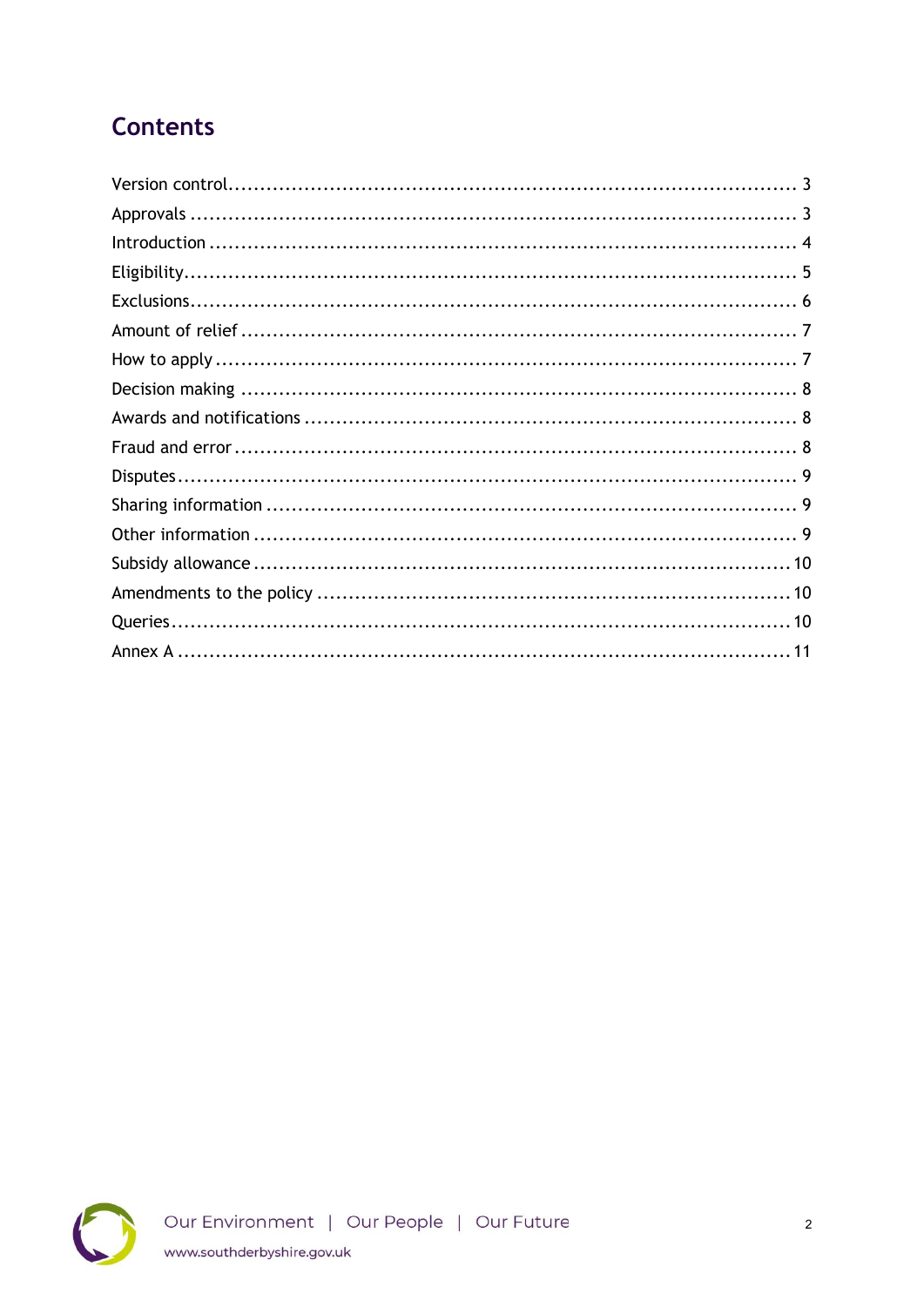## Contents

- Version control ........ 3
- Approvals ........ 3
- Introduction ........ 4
- Eligibility ........ 5
- Exclusions ........ 6
- Amount of relief ........ 7
- How to apply ........ 7
- Decision making ........ 8
- Awards and notifications ........ 8
- Fraud and error ........ 8
- Disputes ........ 9
- Sharing information ........ 9
- Other information ........ 9
- Subsidy allowance ........ 10
- Amendments to the policy ........ 10
- Queries ........ 10
- Annex A ........ 11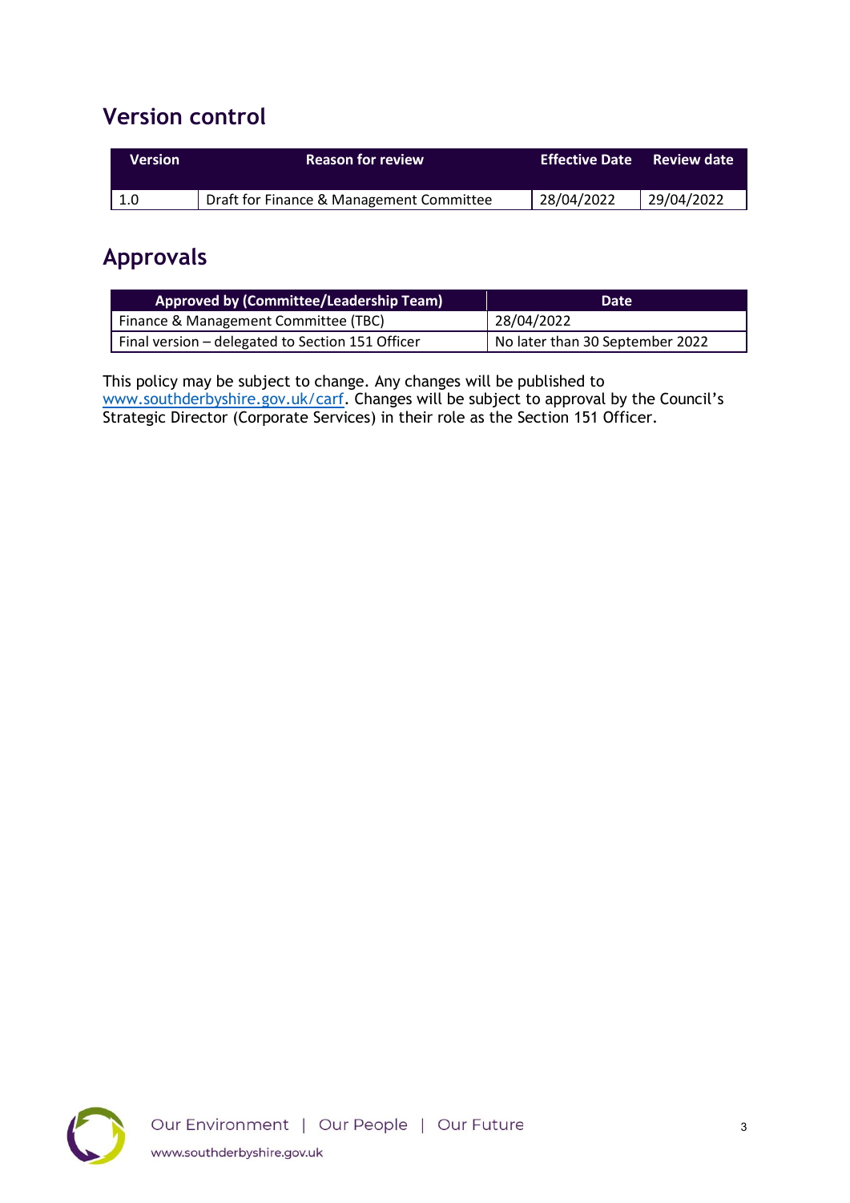## Version control

| Version | Reason for review | Effective Date | Review date |
|---|---|---|---|
| 1.0 | Draft for Finance & Management Committee | 28/04/2022 | 29/04/2022 |

## Approvals

| Approved by (Committee/Leadership Team) | Date |
|---|---|
| Finance & Management Committee (TBC) | 28/04/2022 |
| Final version – delegated to Section 151 Officer | No later than 30 September 2022 |

This policy may be subject to change. Any changes will be published to www.southderbyshire.gov.uk/carf. Changes will be subject to approval by the Council's Strategic Director (Corporate Services) in their role as the Section 151 Officer.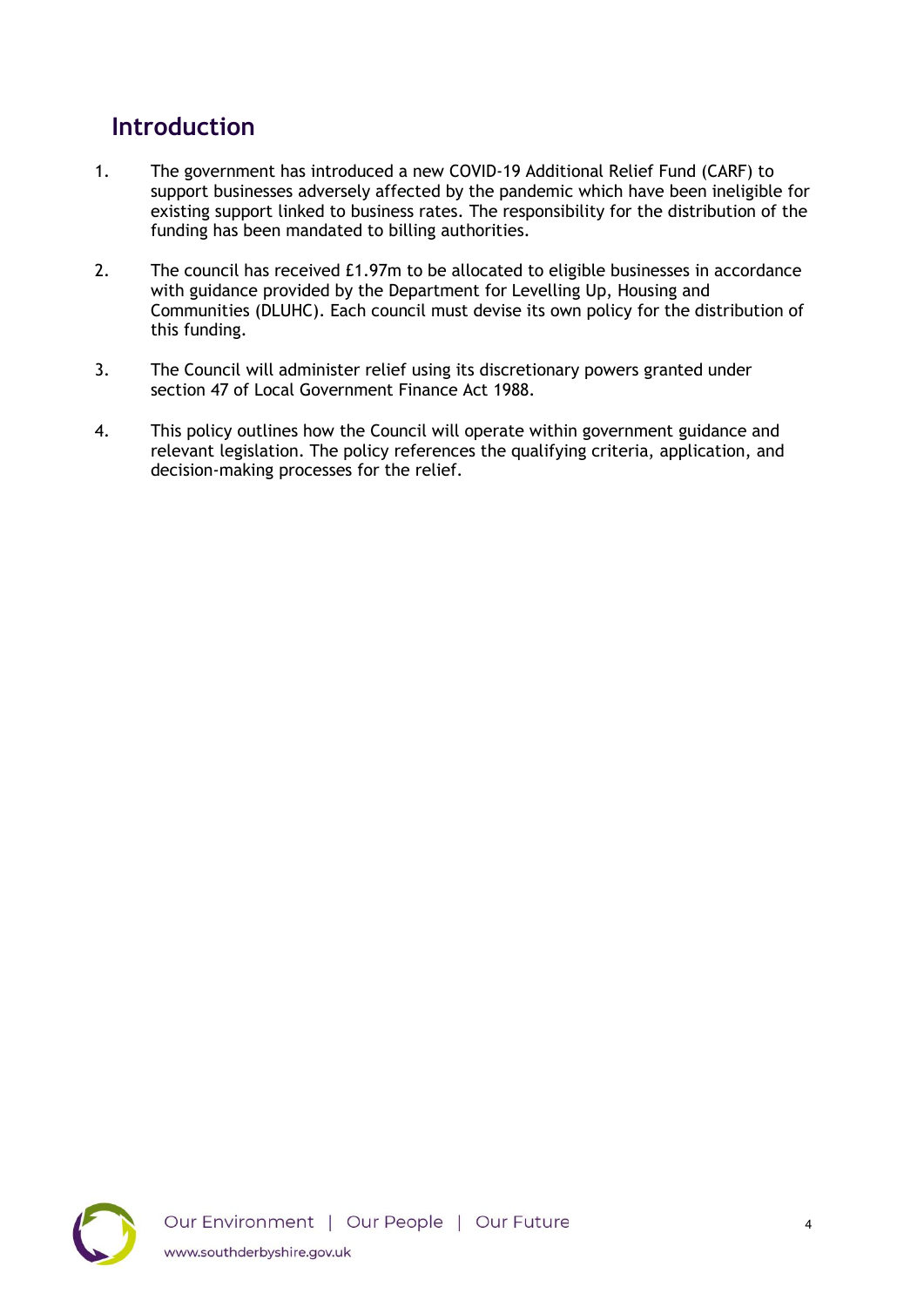## Introduction

1. The government has introduced a new COVID-19 Additional Relief Fund (CARF) to support businesses adversely affected by the pandemic which have been ineligible for existing support linked to business rates. The responsibility for the distribution of the funding has been mandated to billing authorities.

2. The council has received £1.97m to be allocated to eligible businesses in accordance with guidance provided by the Department for Levelling Up, Housing and Communities (DLUHC). Each council must devise its own policy for the distribution of this funding.

3. The Council will administer relief using its discretionary powers granted under section 47 of Local Government Finance Act 1988.

4. This policy outlines how the Council will operate within government guidance and relevant legislation. The policy references the qualifying criteria, application, and decision-making processes for the relief.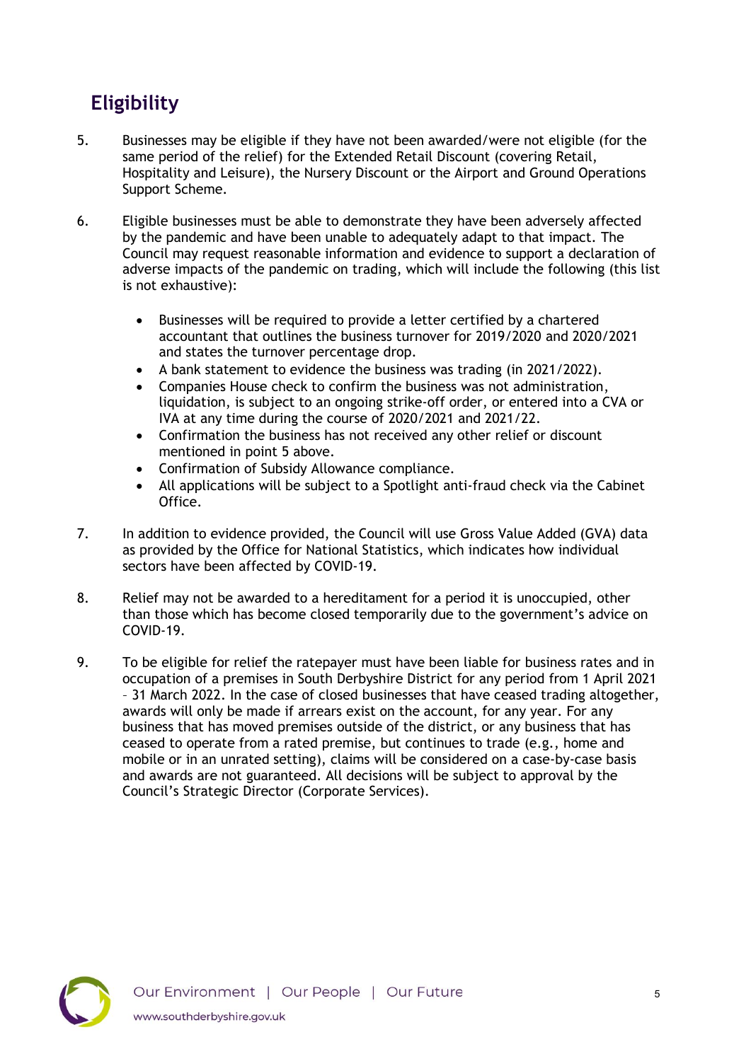## Eligibility

5. Businesses may be eligible if they have not been awarded/were not eligible (for the same period of the relief) for the Extended Retail Discount (covering Retail, Hospitality and Leisure), the Nursery Discount or the Airport and Ground Operations Support Scheme.

6. Eligible businesses must be able to demonstrate they have been adversely affected by the pandemic and have been unable to adequately adapt to that impact. The Council may request reasonable information and evidence to support a declaration of adverse impacts of the pandemic on trading, which will include the following (this list is not exhaustive):

   - Businesses will be required to provide a letter certified by a chartered accountant that outlines the business turnover for 2019/2020 and 2020/2021 and states the turnover percentage drop.
   - A bank statement to evidence the business was trading (in 2021/2022).
   - Companies House check to confirm the business was not administration, liquidation, is subject to an ongoing strike-off order, or entered into a CVA or IVA at any time during the course of 2020/2021 and 2021/22.
   - Confirmation the business has not received any other relief or discount mentioned in point 5 above.
   - Confirmation of Subsidy Allowance compliance.
   - All applications will be subject to a Spotlight anti-fraud check via the Cabinet Office.

7. In addition to evidence provided, the Council will use Gross Value Added (GVA) data as provided by the Office for National Statistics, which indicates how individual sectors have been affected by COVID-19.

8. Relief may not be awarded to a hereditament for a period it is unoccupied, other than those which has become closed temporarily due to the government's advice on COVID-19.

9. To be eligible for relief the ratepayer must have been liable for business rates and in occupation of a premises in South Derbyshire District for any period from 1 April 2021 – 31 March 2022. In the case of closed businesses that have ceased trading altogether, awards will only be made if arrears exist on the account, for any year. For any business that has moved premises outside of the district, or any business that has ceased to operate from a rated premise, but continues to trade (e.g., home and mobile or in an unrated setting), claims will be considered on a case-by-case basis and awards are not guaranteed. All decisions will be subject to approval by the Council's Strategic Director (Corporate Services).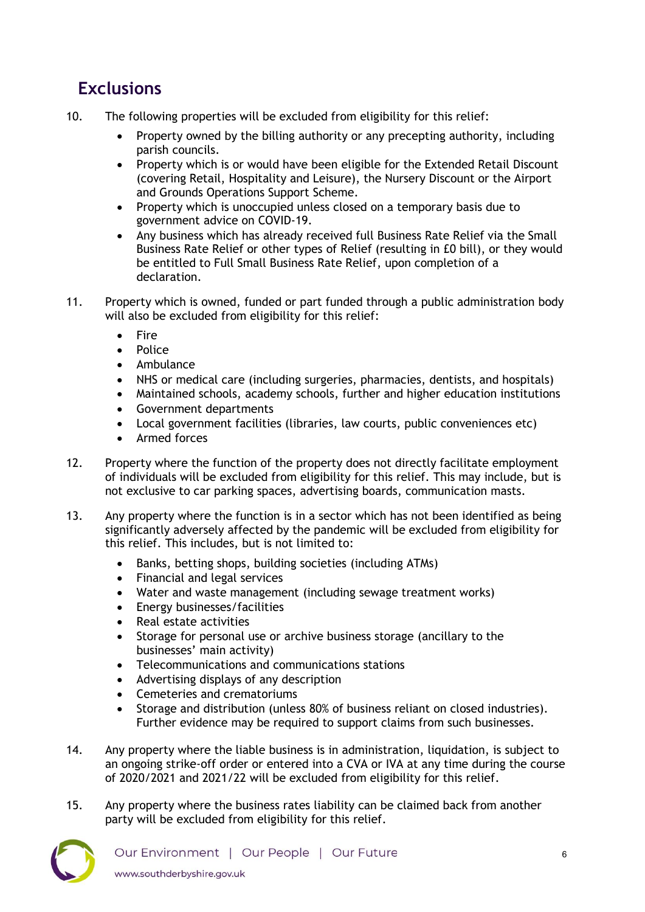## Exclusions

10. The following properties will be excluded from eligibility for this relief:
    - Property owned by the billing authority or any precepting authority, including parish councils.
    - Property which is or would have been eligible for the Extended Retail Discount (covering Retail, Hospitality and Leisure), the Nursery Discount or the Airport and Grounds Operations Support Scheme.
    - Property which is unoccupied unless closed on a temporary basis due to government advice on COVID-19.
    - Any business which has already received full Business Rate Relief via the Small Business Rate Relief or other types of Relief (resulting in £0 bill), or they would be entitled to Full Small Business Rate Relief, upon completion of a declaration.

11. Property which is owned, funded or part funded through a public administration body will also be excluded from eligibility for this relief:
    - Fire
    - Police
    - Ambulance
    - NHS or medical care (including surgeries, pharmacies, dentists, and hospitals)
    - Maintained schools, academy schools, further and higher education institutions
    - Government departments
    - Local government facilities (libraries, law courts, public conveniences etc)
    - Armed forces

12. Property where the function of the property does not directly facilitate employment of individuals will be excluded from eligibility for this relief. This may include, but is not exclusive to car parking spaces, advertising boards, communication masts.

13. Any property where the function is in a sector which has not been identified as being significantly adversely affected by the pandemic will be excluded from eligibility for this relief. This includes, but is not limited to:
    - Banks, betting shops, building societies (including ATMs)
    - Financial and legal services
    - Water and waste management (including sewage treatment works)
    - Energy businesses/facilities
    - Real estate activities
    - Storage for personal use or archive business storage (ancillary to the businesses' main activity)
    - Telecommunications and communications stations
    - Advertising displays of any description
    - Cemeteries and crematoriums
    - Storage and distribution (unless 80% of business reliant on closed industries). Further evidence may be required to support claims from such businesses.

14. Any property where the liable business is in administration, liquidation, is subject to an ongoing strike-off order or entered into a CVA or IVA at any time during the course of 2020/2021 and 2021/22 will be excluded from eligibility for this relief.

15. Any property where the business rates liability can be claimed back from another party will be excluded from eligibility for this relief.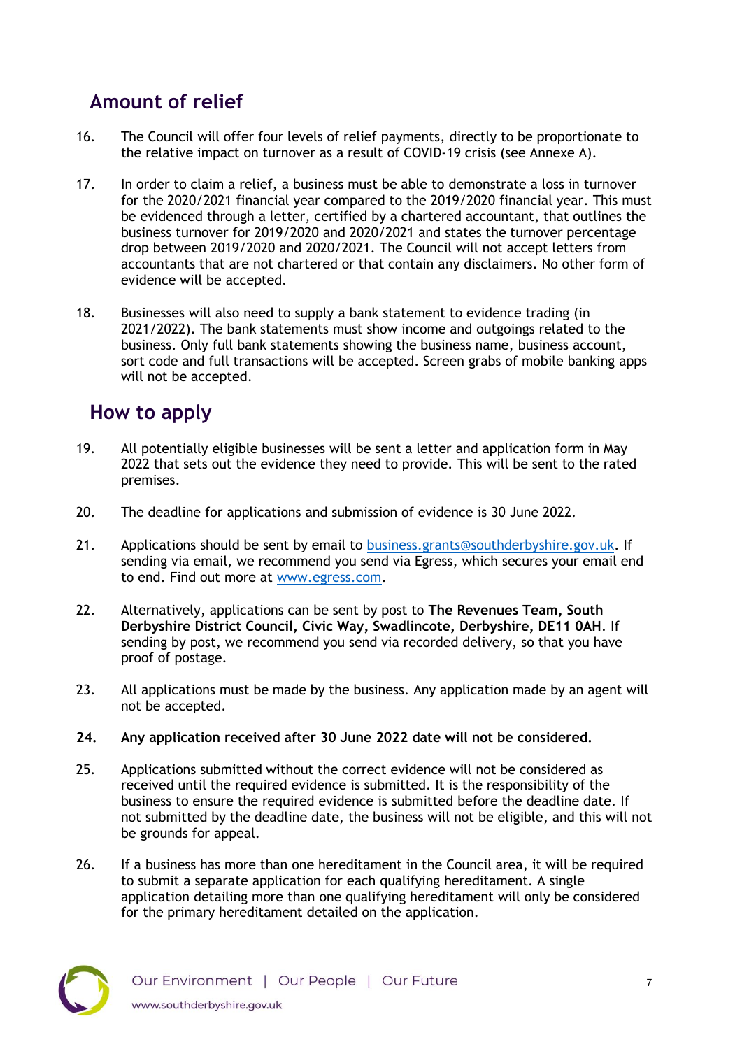## Amount of relief

16. The Council will offer four levels of relief payments, directly to be proportionate to the relative impact on turnover as a result of COVID-19 crisis (see Annexe A).

17. In order to claim a relief, a business must be able to demonstrate a loss in turnover for the 2020/2021 financial year compared to the 2019/2020 financial year. This must be evidenced through a letter, certified by a chartered accountant, that outlines the business turnover for 2019/2020 and 2020/2021 and states the turnover percentage drop between 2019/2020 and 2020/2021. The Council will not accept letters from accountants that are not chartered or that contain any disclaimers. No other form of evidence will be accepted.

18. Businesses will also need to supply a bank statement to evidence trading (in 2021/2022). The bank statements must show income and outgoings related to the business. Only full bank statements showing the business name, business account, sort code and full transactions will be accepted. Screen grabs of mobile banking apps will not be accepted.

## How to apply

19. All potentially eligible businesses will be sent a letter and application form in May 2022 that sets out the evidence they need to provide. This will be sent to the rated premises.

20. The deadline for applications and submission of evidence is 30 June 2022.

21. Applications should be sent by email to [business.grants@southderbyshire.gov.uk](mailto:business.grants@southderbyshire.gov.uk). If sending via email, we recommend you send via Egress, which secures your email end to end. Find out more at [www.egress.com](http://www.egress.com).

22. Alternatively, applications can be sent by post to **The Revenues Team, South Derbyshire District Council, Civic Way, Swadlincote, Derbyshire, DE11 0AH**. If sending by post, we recommend you send via recorded delivery, so that you have proof of postage.

23. All applications must be made by the business. Any application made by an agent will not be accepted.

**24. Any application received after 30 June 2022 date will not be considered.**

25. Applications submitted without the correct evidence will not be considered as received until the required evidence is submitted. It is the responsibility of the business to ensure the required evidence is submitted before the deadline date. If not submitted by the deadline date, the business will not be eligible, and this will not be grounds for appeal.

26. If a business has more than one hereditament in the Council area, it will be required to submit a separate application for each qualifying hereditament. A single application detailing more than one qualifying hereditament will only be considered for the primary hereditament detailed on the application.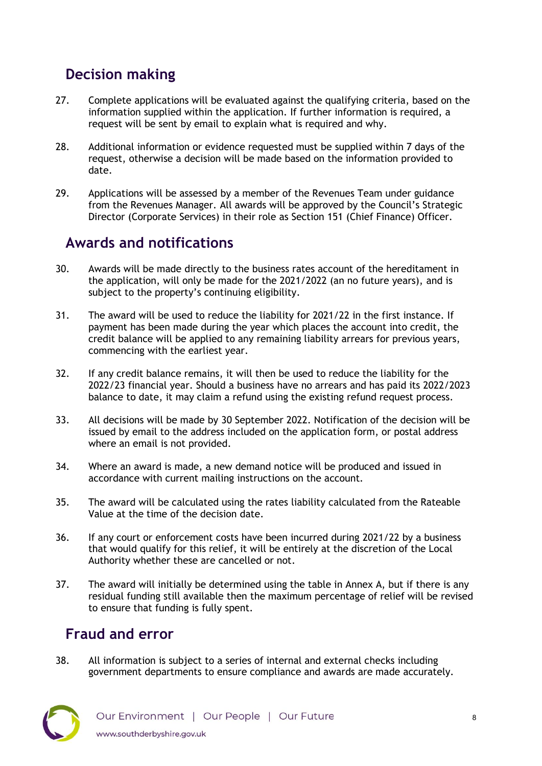## Decision making

27. Complete applications will be evaluated against the qualifying criteria, based on the information supplied within the application. If further information is required, a request will be sent by email to explain what is required and why.

28. Additional information or evidence requested must be supplied within 7 days of the request, otherwise a decision will be made based on the information provided to date.

29. Applications will be assessed by a member of the Revenues Team under guidance from the Revenues Manager. All awards will be approved by the Council's Strategic Director (Corporate Services) in their role as Section 151 (Chief Finance) Officer.

## Awards and notifications

30. Awards will be made directly to the business rates account of the hereditament in the application, will only be made for the 2021/2022 (an no future years), and is subject to the property's continuing eligibility.

31. The award will be used to reduce the liability for 2021/22 in the first instance. If payment has been made during the year which places the account into credit, the credit balance will be applied to any remaining liability arrears for previous years, commencing with the earliest year.

32. If any credit balance remains, it will then be used to reduce the liability for the 2022/23 financial year. Should a business have no arrears and has paid its 2022/2023 balance to date, it may claim a refund using the existing refund request process.

33. All decisions will be made by 30 September 2022. Notification of the decision will be issued by email to the address included on the application form, or postal address where an email is not provided.

34. Where an award is made, a new demand notice will be produced and issued in accordance with current mailing instructions on the account.

35. The award will be calculated using the rates liability calculated from the Rateable Value at the time of the decision date.

36. If any court or enforcement costs have been incurred during 2021/22 by a business that would qualify for this relief, it will be entirely at the discretion of the Local Authority whether these are cancelled or not.

37. The award will initially be determined using the table in Annex A, but if there is any residual funding still available then the maximum percentage of relief will be revised to ensure that funding is fully spent.

## Fraud and error

38. All information is subject to a series of internal and external checks including government departments to ensure compliance and awards are made accurately.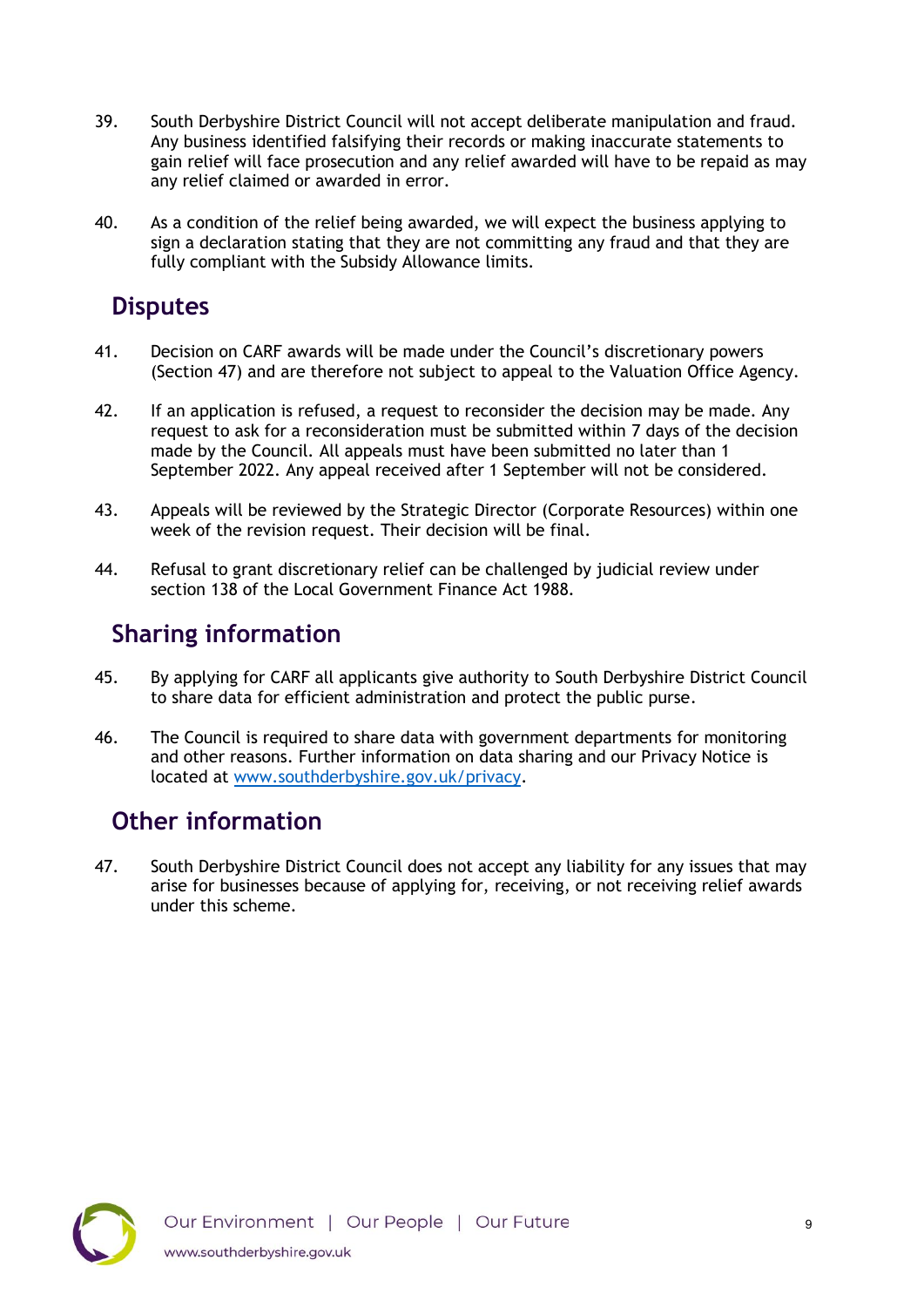39. South Derbyshire District Council will not accept deliberate manipulation and fraud. Any business identified falsifying their records or making inaccurate statements to gain relief will face prosecution and any relief awarded will have to be repaid as may any relief claimed or awarded in error.

40. As a condition of the relief being awarded, we will expect the business applying to sign a declaration stating that they are not committing any fraud and that they are fully compliant with the Subsidy Allowance limits.

## Disputes

41. Decision on CARF awards will be made under the Council's discretionary powers (Section 47) and are therefore not subject to appeal to the Valuation Office Agency.

42. If an application is refused, a request to reconsider the decision may be made. Any request to ask for a reconsideration must be submitted within 7 days of the decision made by the Council. All appeals must have been submitted no later than 1 September 2022. Any appeal received after 1 September will not be considered.

43. Appeals will be reviewed by the Strategic Director (Corporate Resources) within one week of the revision request. Their decision will be final.

44. Refusal to grant discretionary relief can be challenged by judicial review under section 138 of the Local Government Finance Act 1988.

## Sharing information

45. By applying for CARF all applicants give authority to South Derbyshire District Council to share data for efficient administration and protect the public purse.

46. The Council is required to share data with government departments for monitoring and other reasons. Further information on data sharing and our Privacy Notice is located at [www.southderbyshire.gov.uk/privacy](http://www.southderbyshire.gov.uk/privacy).

## Other information

47. South Derbyshire District Council does not accept any liability for any issues that may arise for businesses because of applying for, receiving, or not receiving relief awards under this scheme.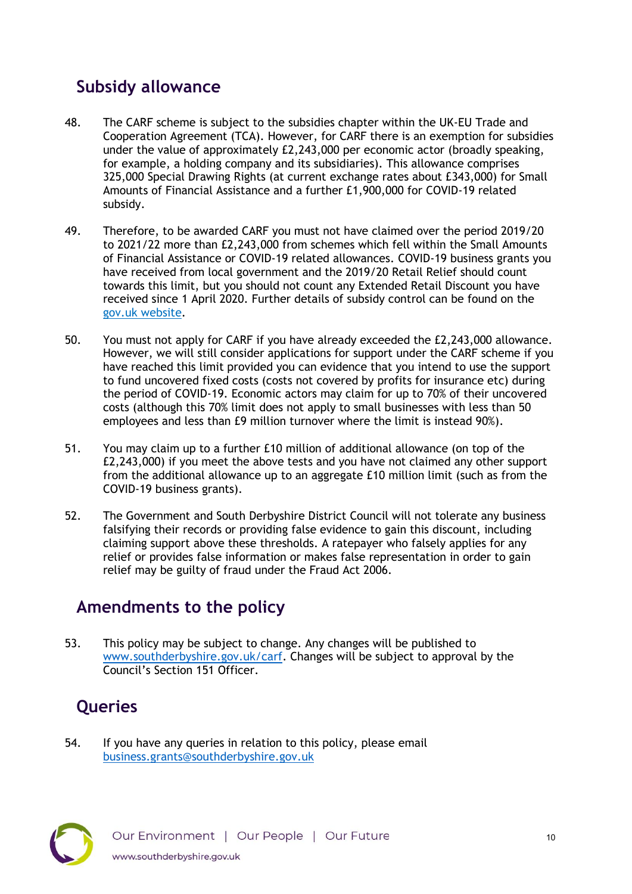## Subsidy allowance

48. The CARF scheme is subject to the subsidies chapter within the UK-EU Trade and Cooperation Agreement (TCA). However, for CARF there is an exemption for subsidies under the value of approximately £2,243,000 per economic actor (broadly speaking, for example, a holding company and its subsidiaries). This allowance comprises 325,000 Special Drawing Rights (at current exchange rates about £343,000) for Small Amounts of Financial Assistance and a further £1,900,000 for COVID-19 related subsidy.

49. Therefore, to be awarded CARF you must not have claimed over the period 2019/20 to 2021/22 more than £2,243,000 from schemes which fell within the Small Amounts of Financial Assistance or COVID-19 related allowances. COVID-19 business grants you have received from local government and the 2019/20 Retail Relief should count towards this limit, but you should not count any Extended Retail Discount you have received since 1 April 2020. Further details of subsidy control can be found on the [gov.uk website](gov.uk website).

50. You must not apply for CARF if you have already exceeded the £2,243,000 allowance. However, we will still consider applications for support under the CARF scheme if you have reached this limit provided you can evidence that you intend to use the support to fund uncovered fixed costs (costs not covered by profits for insurance etc) during the period of COVID-19. Economic actors may claim for up to 70% of their uncovered costs (although this 70% limit does not apply to small businesses with less than 50 employees and less than £9 million turnover where the limit is instead 90%).

51. You may claim up to a further £10 million of additional allowance (on top of the £2,243,000) if you meet the above tests and you have not claimed any other support from the additional allowance up to an aggregate £10 million limit (such as from the COVID-19 business grants).

52. The Government and South Derbyshire District Council will not tolerate any business falsifying their records or providing false evidence to gain this discount, including claiming support above these thresholds. A ratepayer who falsely applies for any relief or provides false information or makes false representation in order to gain relief may be guilty of fraud under the Fraud Act 2006.

## Amendments to the policy

53. This policy may be subject to change. Any changes will be published to [www.southderbyshire.gov.uk/carf](www.southderbyshire.gov.uk/carf). Changes will be subject to approval by the Council's Section 151 Officer.

## Queries

54. If you have any queries in relation to this policy, please email [business.grants@southderbyshire.gov.uk](mailto:business.grants@southderbyshire.gov.uk)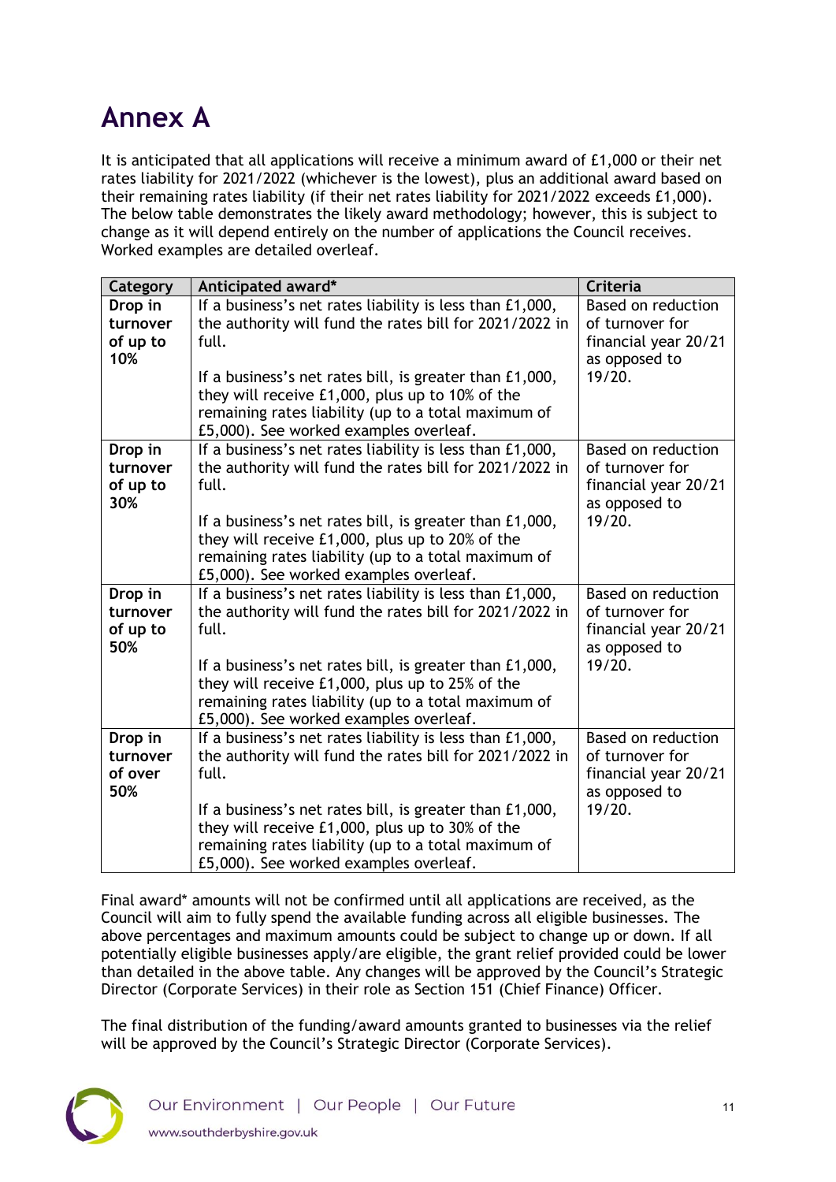# Annex A

It is anticipated that all applications will receive a minimum award of £1,000 or their net rates liability for 2021/2022 (whichever is the lowest), plus an additional award based on their remaining rates liability (if their net rates liability for 2021/2022 exceeds £1,000). The below table demonstrates the likely award methodology; however, this is subject to change as it will depend entirely on the number of applications the Council receives. Worked examples are detailed overleaf.

| Category | Anticipated award* | Criteria |
|---|---|---|
| **Drop in turnover of up to 10%** | If a business's net rates liability is less than £1,000, the authority will fund the rates bill for 2021/2022 in full.<br><br>If a business's net rates bill, is greater than £1,000, they will receive £1,000, plus up to 10% of the remaining rates liability (up to a total maximum of £5,000). See worked examples overleaf. | Based on reduction of turnover for financial year 20/21 as opposed to 19/20. |
| **Drop in turnover of up to 30%** | If a business's net rates liability is less than £1,000, the authority will fund the rates bill for 2021/2022 in full.<br><br>If a business's net rates bill, is greater than £1,000, they will receive £1,000, plus up to 20% of the remaining rates liability (up to a total maximum of £5,000). See worked examples overleaf. | Based on reduction of turnover for financial year 20/21 as opposed to 19/20. |
| **Drop in turnover of up to 50%** | If a business's net rates liability is less than £1,000, the authority will fund the rates bill for 2021/2022 in full.<br><br>If a business's net rates bill, is greater than £1,000, they will receive £1,000, plus up to 25% of the remaining rates liability (up to a total maximum of £5,000). See worked examples overleaf. | Based on reduction of turnover for financial year 20/21 as opposed to 19/20. |
| **Drop in turnover of over 50%** | If a business's net rates liability is less than £1,000, the authority will fund the rates bill for 2021/2022 in full.<br><br>If a business's net rates bill, is greater than £1,000, they will receive £1,000, plus up to 30% of the remaining rates liability (up to a total maximum of £5,000). See worked examples overleaf. | Based on reduction of turnover for financial year 20/21 as opposed to 19/20. |

Final award* amounts will not be confirmed until all applications are received, as the Council will aim to fully spend the available funding across all eligible businesses. The above percentages and maximum amounts could be subject to change up or down. If all potentially eligible businesses apply/are eligible, the grant relief provided could be lower than detailed in the above table. Any changes will be approved by the Council's Strategic Director (Corporate Services) in their role as Section 151 (Chief Finance) Officer.

The final distribution of the funding/award amounts granted to businesses via the relief will be approved by the Council's Strategic Director (Corporate Services).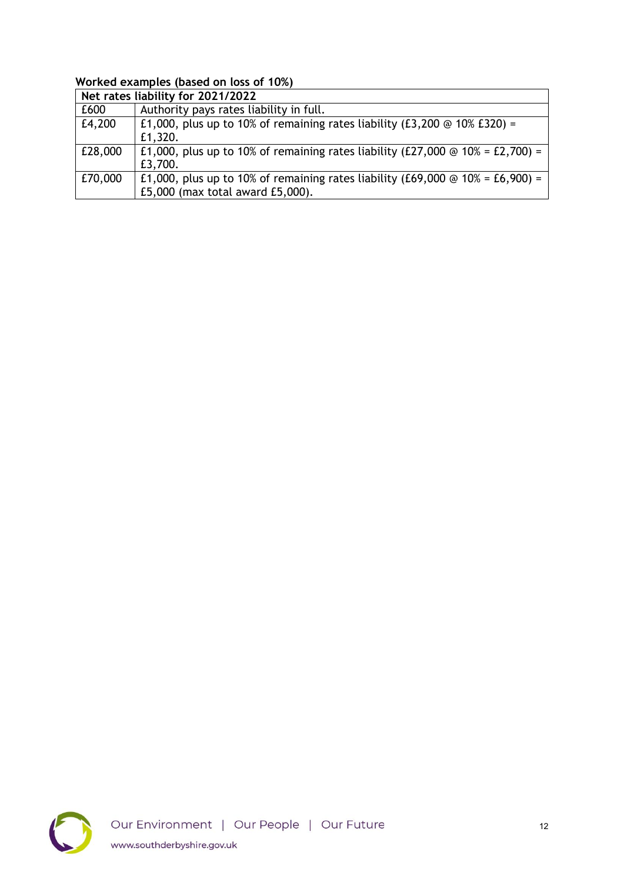**Worked examples (based on loss of 10%)**

| Net rates liability for 2021/2022 | |
|---|---|
| £600 | Authority pays rates liability in full. |
| £4,200 | £1,000, plus up to 10% of remaining rates liability (£3,200 @ 10% £320) = £1,320. |
| £28,000 | £1,000, plus up to 10% of remaining rates liability (£27,000 @ 10% = £2,700) = £3,700. |
| £70,000 | £1,000, plus up to 10% of remaining rates liability (£69,000 @ 10% = £6,900) = £5,000 (max total award £5,000). |